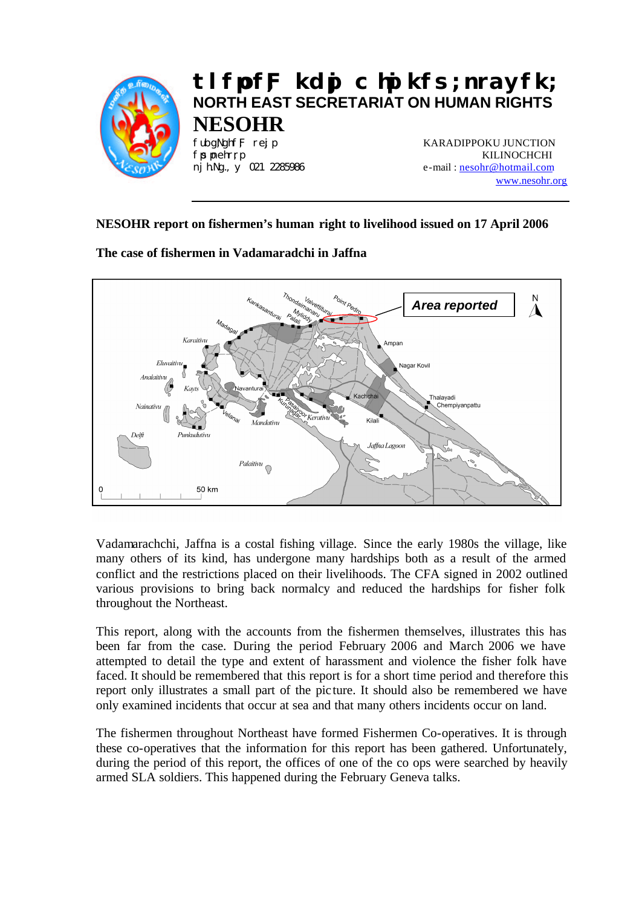# tlfpofF kdpj chpikfs;nrayfk;

## NORTH EAST SECRETARIAT ON HUMAN RIGHTS

## NESOHR

fubgNghf;F rej p
fpspnehr;rp
nj hNg;y 021 2285986

KARADIPPOKU JUNCTION
KILINOCHCHI
e-mail : nesohr@hotmail.com
www.nesohr.org

**NESOHR report on fishermen's human right to livelihood issued on 17 April 2006**

**The case of fishermen in Vadamaradchi in Jaffna**

Vadamarachchi, Jaffna is a costal fishing village. Since the early 1980s the village, like many others of its kind, has undergone many hardships both as a result of the armed conflict and the restrictions placed on their livelihoods. The CFA signed in 2002 outlined various provisions to bring back normalcy and reduced the hardships for fisher folk throughout the Northeast.

This report, along with the accounts from the fishermen themselves, illustrates this has been far from the case. During the period February 2006 and March 2006 we have attempted to detail the type and extent of harassment and violence the fisher folk have faced. It should be remembered that this report is for a short time period and therefore this report only illustrates a small part of the picture. It should also be remembered we have only examined incidents that occur at sea and that many others incidents occur on land.

The fishermen throughout Northeast have formed Fishermen Co-operatives. It is through these co-operatives that the information for this report has been gathered. Unfortunately, during the period of this report, the offices of one of the co ops were searched by heavily armed SLA soldiers. This happened during the February Geneva talks.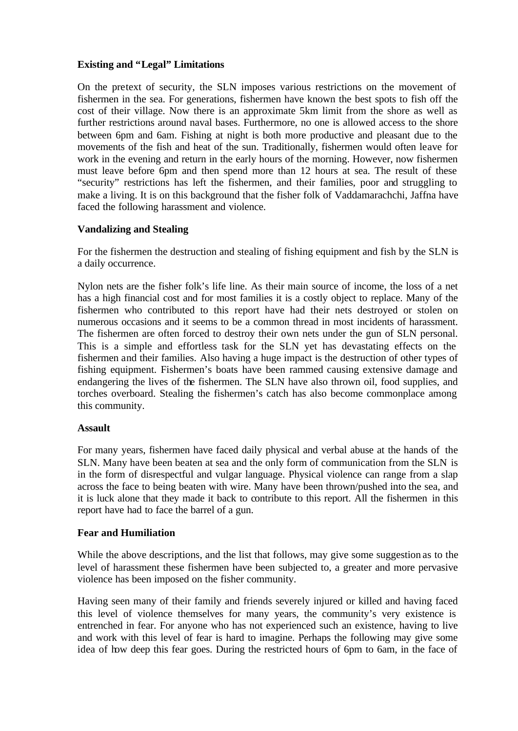**Existing and "Legal" Limitations**

On the pretext of security, the SLN imposes various restrictions on the movement of fishermen in the sea. For generations, fishermen have known the best spots to fish off the cost of their village. Now there is an approximate 5km limit from the shore as well as further restrictions around naval bases. Furthermore, no one is allowed access to the shore between 6pm and 6am. Fishing at night is both more productive and pleasant due to the movements of the fish and heat of the sun. Traditionally, fishermen would often leave for work in the evening and return in the early hours of the morning. However, now fishermen must leave before 6pm and then spend more than 12 hours at sea. The result of these "security" restrictions has left the fishermen, and their families, poor and struggling to make a living. It is on this background that the fisher folk of Vaddamarachchi, Jaffna have faced the following harassment and violence.

**Vandalizing and Stealing**

For the fishermen the destruction and stealing of fishing equipment and fish by the SLN is a daily occurrence.

Nylon nets are the fisher folk's life line. As their main source of income, the loss of a net has a high financial cost and for most families it is a costly object to replace. Many of the fishermen who contributed to this report have had their nets destroyed or stolen on numerous occasions and it seems to be a common thread in most incidents of harassment. The fishermen are often forced to destroy their own nets under the gun of SLN personal. This is a simple and effortless task for the SLN yet has devastating effects on the fishermen and their families. Also having a huge impact is the destruction of other types of fishing equipment. Fishermen's boats have been rammed causing extensive damage and endangering the lives of the fishermen. The SLN have also thrown oil, food supplies, and torches overboard. Stealing the fishermen's catch has also become commonplace among this community.

**Assault**

For many years, fishermen have faced daily physical and verbal abuse at the hands of the SLN. Many have been beaten at sea and the only form of communication from the SLN is in the form of disrespectful and vulgar language. Physical violence can range from a slap across the face to being beaten with wire. Many have been thrown/pushed into the sea, and it is luck alone that they made it back to contribute to this report. All the fishermen in this report have had to face the barrel of a gun.

**Fear and Humiliation**

While the above descriptions, and the list that follows, may give some suggestion as to the level of harassment these fishermen have been subjected to, a greater and more pervasive violence has been imposed on the fisher community.

Having seen many of their family and friends severely injured or killed and having faced this level of violence themselves for many years, the community's very existence is entrenched in fear. For anyone who has not experienced such an existence, having to live and work with this level of fear is hard to imagine. Perhaps the following may give some idea of how deep this fear goes. During the restricted hours of 6pm to 6am, in the face of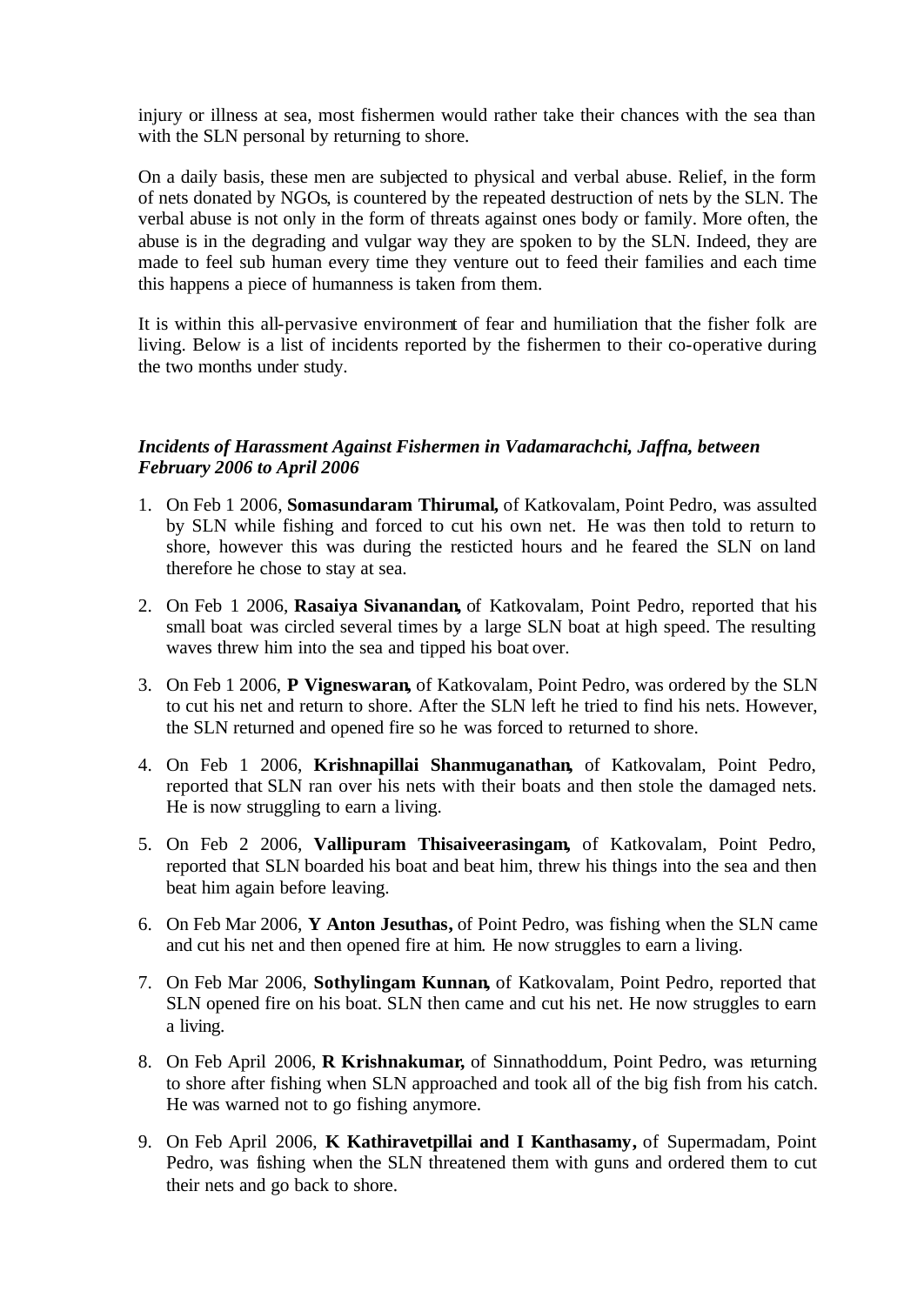injury or illness at sea, most fishermen would rather take their chances with the sea than with the SLN personal by returning to shore.

On a daily basis, these men are subjected to physical and verbal abuse. Relief, in the form of nets donated by NGOs, is countered by the repeated destruction of nets by the SLN. The verbal abuse is not only in the form of threats against ones body or family. More often, the abuse is in the degrading and vulgar way they are spoken to by the SLN. Indeed, they are made to feel sub human every time they venture out to feed their families and each time this happens a piece of humanness is taken from them.

It is within this all-pervasive environment of fear and humiliation that the fisher folk are living. Below is a list of incidents reported by the fishermen to their co-operative during the two months under study.

***Incidents of Harassment Against Fishermen in Vadamarachchi, Jaffna, between February 2006 to April 2006***

1. On Feb 1 2006, **Somasundaram Thirumal,** of Katkovalam, Point Pedro, was assulted by SLN while fishing and forced to cut his own net. He was then told to return to shore, however this was during the resticted hours and he feared the SLN on land therefore he chose to stay at sea.
2. On Feb 1 2006, **Rasaiya Sivanandan,** of Katkovalam, Point Pedro, reported that his small boat was circled several times by a large SLN boat at high speed. The resulting waves threw him into the sea and tipped his boat over.
3. On Feb 1 2006, **P Vigneswaran,** of Katkovalam, Point Pedro, was ordered by the SLN to cut his net and return to shore. After the SLN left he tried to find his nets. However, the SLN returned and opened fire so he was forced to returned to shore.
4. On Feb 1 2006, **Krishnapillai Shanmuganathan,** of Katkovalam, Point Pedro, reported that SLN ran over his nets with their boats and then stole the damaged nets. He is now struggling to earn a living.
5. On Feb 2 2006, **Vallipuram Thisaiveerasingam,** of Katkovalam, Point Pedro, reported that SLN boarded his boat and beat him, threw his things into the sea and then beat him again before leaving.
6. On Feb Mar 2006, **Y Anton Jesuthas,** of Point Pedro, was fishing when the SLN came and cut his net and then opened fire at him. He now struggles to earn a living.
7. On Feb Mar 2006, **Sothylingam Kunnan,** of Katkovalam, Point Pedro, reported that SLN opened fire on his boat. SLN then came and cut his net. He now struggles to earn a living.
8. On Feb April 2006, **R Krishnakumar,** of Sinnathoddum, Point Pedro, was returning to shore after fishing when SLN approached and took all of the big fish from his catch. He was warned not to go fishing anymore.
9. On Feb April 2006, **K Kathiravetpillai and I Kanthasamy,** of Supermadam, Point Pedro, was fishing when the SLN threatened them with guns and ordered them to cut their nets and go back to shore.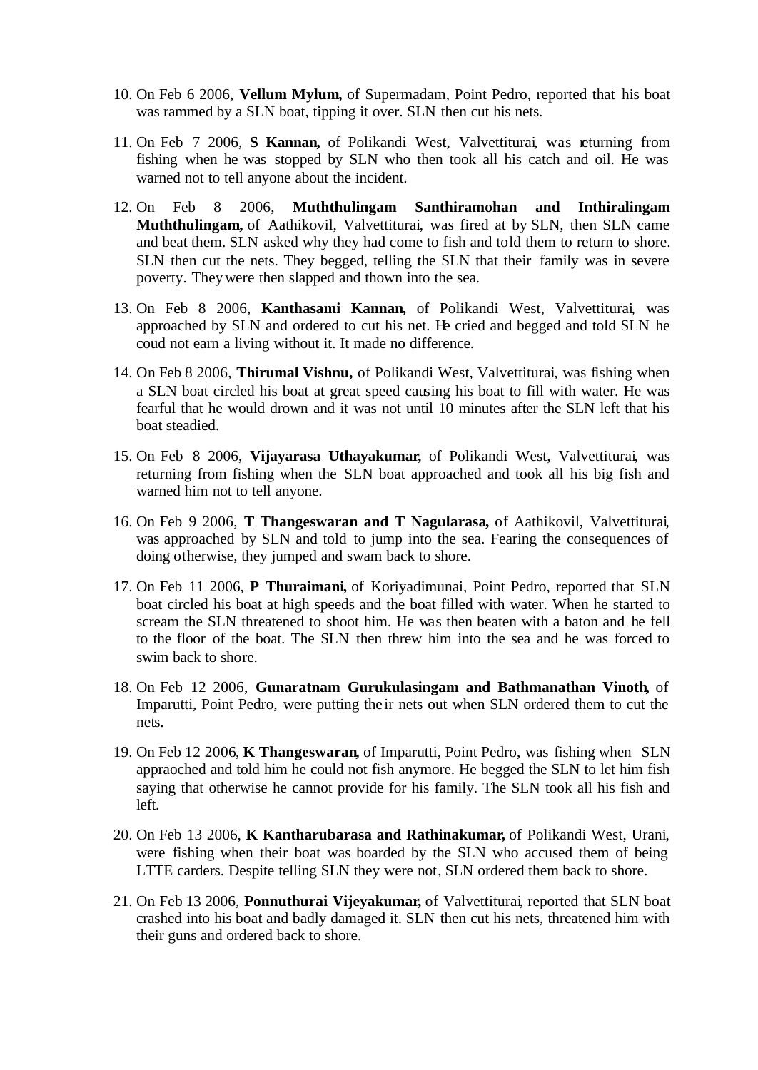10. On Feb 6 2006, **Vellum Mylum,** of Supermadam, Point Pedro, reported that his boat was rammed by a SLN boat, tipping it over. SLN then cut his nets.

11. On Feb 7 2006, **S Kannan,** of Polikandi West, Valvettiturai, was returning from fishing when he was stopped by SLN who then took all his catch and oil. He was warned not to tell anyone about the incident.

12. On Feb 8 2006, **Muththulingam Santhiramohan and Inthiralingam Muththulingam,** of Aathikovil, Valvettiturai, was fired at by SLN, then SLN came and beat them. SLN asked why they had come to fish and told them to return to shore. SLN then cut the nets. They begged, telling the SLN that their family was in severe poverty. They were then slapped and thown into the sea.

13. On Feb 8 2006, **Kanthasami Kannan,** of Polikandi West, Valvettiturai, was approached by SLN and ordered to cut his net. He cried and begged and told SLN he coud not earn a living without it. It made no difference.

14. On Feb 8 2006, **Thirumal Vishnu,** of Polikandi West, Valvettiturai, was fishing when a SLN boat circled his boat at great speed causing his boat to fill with water. He was fearful that he would drown and it was not until 10 minutes after the SLN left that his boat steadied.

15. On Feb 8 2006, **Vijayarasa Uthayakumar,** of Polikandi West, Valvettiturai, was returning from fishing when the SLN boat approached and took all his big fish and warned him not to tell anyone.

16. On Feb 9 2006, **T Thangeswaran and T Nagularasa,** of Aathikovil, Valvettiturai, was approached by SLN and told to jump into the sea. Fearing the consequences of doing otherwise, they jumped and swam back to shore.

17. On Feb 11 2006, **P Thuraimani,** of Koriyadimunai, Point Pedro, reported that SLN boat circled his boat at high speeds and the boat filled with water. When he started to scream the SLN threatened to shoot him. He was then beaten with a baton and he fell to the floor of the boat. The SLN then threw him into the sea and he was forced to swim back to shore.

18. On Feb 12 2006, **Gunaratnam Gurukulasingam and Bathmanathan Vinoth,** of Imparutti, Point Pedro, were putting their nets out when SLN ordered them to cut the nets.

19. On Feb 12 2006, **K Thangeswaran,** of Imparutti, Point Pedro, was fishing when SLN appraoched and told him he could not fish anymore. He begged the SLN to let him fish saying that otherwise he cannot provide for his family. The SLN took all his fish and left.

20. On Feb 13 2006, **K Kantharubarasa and Rathinakumar,** of Polikandi West, Urani, were fishing when their boat was boarded by the SLN who accused them of being LTTE carders. Despite telling SLN they were not, SLN ordered them back to shore.

21. On Feb 13 2006, **Ponnuthurai Vijeyakumar,** of Valvettiturai, reported that SLN boat crashed into his boat and badly damaged it. SLN then cut his nets, threatened him with their guns and ordered back to shore.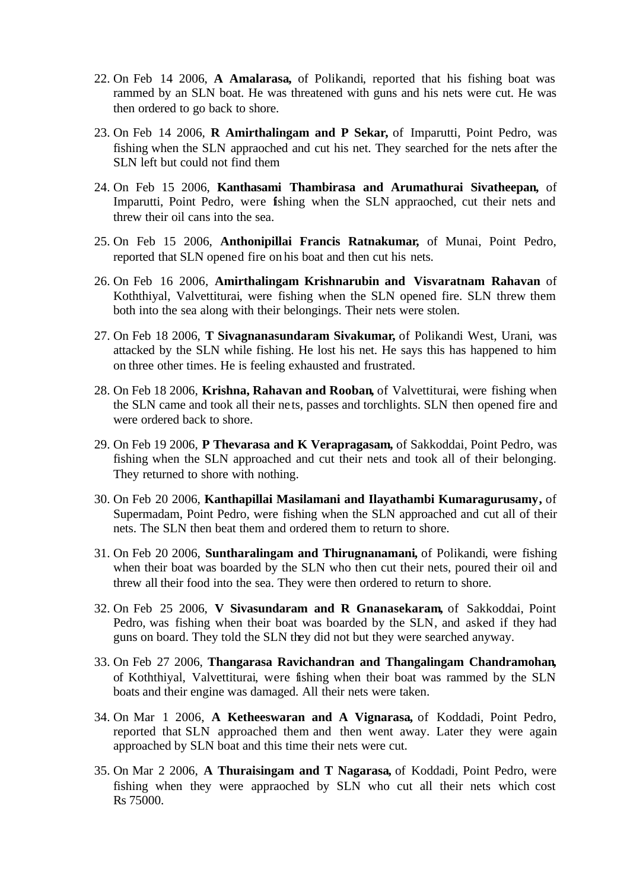22. On Feb 14 2006, **A Amalarasa,** of Polikandi, reported that his fishing boat was rammed by an SLN boat. He was threatened with guns and his nets were cut. He was then ordered to go back to shore.

23. On Feb 14 2006, **R Amirthalingam and P Sekar,** of Imparutti, Point Pedro, was fishing when the SLN appraoched and cut his net. They searched for the nets after the SLN left but could not find them

24. On Feb 15 2006, **Kanthasami Thambirasa and Arumathurai Sivatheepan,** of Imparutti, Point Pedro, were fishing when the SLN appraoched, cut their nets and threw their oil cans into the sea.

25. On Feb 15 2006, **Anthonipillai Francis Ratnakumar,** of Munai, Point Pedro, reported that SLN opened fire on his boat and then cut his nets.

26. On Feb 16 2006, **Amirthalingam Krishnarubin and Visvaratnam Rahavan** of Koththiyal, Valvettiturai, were fishing when the SLN opened fire. SLN threw them both into the sea along with their belongings. Their nets were stolen.

27. On Feb 18 2006, **T Sivagnanasundaram Sivakumar,** of Polikandi West, Urani, was attacked by the SLN while fishing. He lost his net. He says this has happened to him on three other times. He is feeling exhausted and frustrated.

28. On Feb 18 2006, **Krishna, Rahavan and Rooban,** of Valvettiturai, were fishing when the SLN came and took all their nets, passes and torchlights. SLN then opened fire and were ordered back to shore.

29. On Feb 19 2006, **P Thevarasa and K Verapragasam,** of Sakkoddai, Point Pedro, was fishing when the SLN approached and cut their nets and took all of their belonging. They returned to shore with nothing.

30. On Feb 20 2006, **Kanthapillai Masilamani and Ilayathambi Kumaragurusamy,** of Supermadam, Point Pedro, were fishing when the SLN approached and cut all of their nets. The SLN then beat them and ordered them to return to shore.

31. On Feb 20 2006, **Suntharalingam and Thirugnanamani,** of Polikandi, were fishing when their boat was boarded by the SLN who then cut their nets, poured their oil and threw all their food into the sea. They were then ordered to return to shore.

32. On Feb 25 2006, **V Sivasundaram and R Gnanasekaram,** of Sakkoddai, Point Pedro, was fishing when their boat was boarded by the SLN, and asked if they had guns on board. They told the SLN they did not but they were searched anyway.

33. On Feb 27 2006, **Thangarasa Ravichandran and Thangalingam Chandramohan,** of Koththiyal, Valvettiturai, were fishing when their boat was rammed by the SLN boats and their engine was damaged. All their nets were taken.

34. On Mar 1 2006, **A Ketheeswaran and A Vignarasa,** of Koddadi, Point Pedro, reported that SLN approached them and then went away. Later they were again approached by SLN boat and this time their nets were cut.

35. On Mar 2 2006, **A Thuraisingam and T Nagarasa,** of Koddadi, Point Pedro, were fishing when they were appraoched by SLN who cut all their nets which cost Rs 75000.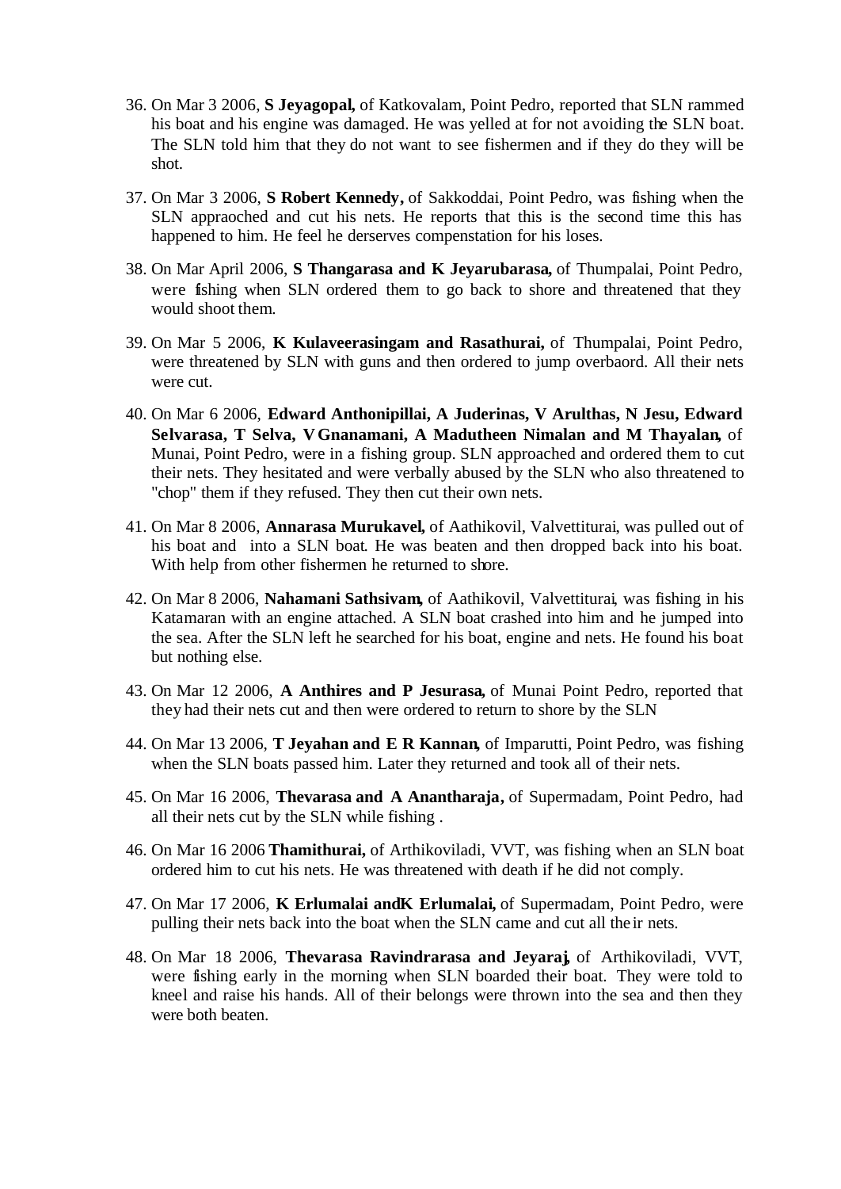36. On Mar 3 2006, **S Jeyagopal,** of Katkovalam, Point Pedro, reported that SLN rammed his boat and his engine was damaged. He was yelled at for not avoiding the SLN boat. The SLN told him that they do not want to see fishermen and if they do they will be shot.

37. On Mar 3 2006, **S Robert Kennedy,** of Sakkoddai, Point Pedro, was fishing when the SLN appraoched and cut his nets. He reports that this is the second time this has happened to him. He feel he derserves compenstation for his loses.

38. On Mar April 2006, **S Thangarasa and K Jeyarubarasa,** of Thumpalai, Point Pedro, were fishing when SLN ordered them to go back to shore and threatened that they would shoot them.

39. On Mar 5 2006, **K Kulaveerasingam and Rasathurai,** of Thumpalai, Point Pedro, were threatened by SLN with guns and then ordered to jump overbaord. All their nets were cut.

40. On Mar 6 2006, **Edward Anthonipillai, A Juderinas, V Arulthas, N Jesu, Edward Selvarasa, T Selva, V Gnanamani, A Madutheen Nimalan and M Thayalan,** of Munai, Point Pedro, were in a fishing group. SLN approached and ordered them to cut their nets. They hesitated and were verbally abused by the SLN who also threatened to "chop" them if they refused. They then cut their own nets.

41. On Mar 8 2006, **Annarasa Murukavel,** of Aathikovil, Valvettiturai, was pulled out of his boat and into a SLN boat. He was beaten and then dropped back into his boat. With help from other fishermen he returned to shore.

42. On Mar 8 2006, **Nahamani Sathsivam,** of Aathikovil, Valvettiturai, was fishing in his Katamaran with an engine attached. A SLN boat crashed into him and he jumped into the sea. After the SLN left he searched for his boat, engine and nets. He found his boat but nothing else.

43. On Mar 12 2006, **A Anthires and P Jesurasa,** of Munai Point Pedro, reported that they had their nets cut and then were ordered to return to shore by the SLN

44. On Mar 13 2006, **T Jeyahan and E R Kannan,** of Imparutti, Point Pedro, was fishing when the SLN boats passed him. Later they returned and took all of their nets.

45. On Mar 16 2006, **Thevarasa and A Anantharaja,** of Supermadam, Point Pedro, had all their nets cut by the SLN while fishing .

46. On Mar 16 2006 **Thamithurai,** of Arthikoviladi, VVT, was fishing when an SLN boat ordered him to cut his nets. He was threatened with death if he did not comply.

47. On Mar 17 2006, **K Erlumalai andK Erlumalai,** of Supermadam, Point Pedro, were pulling their nets back into the boat when the SLN came and cut all their nets.

48. On Mar 18 2006, **Thevarasa Ravindrarasa and Jeyaraj,** of Arthikoviladi, VVT, were fishing early in the morning when SLN boarded their boat. They were told to kneel and raise his hands. All of their belongs were thrown into the sea and then they were both beaten.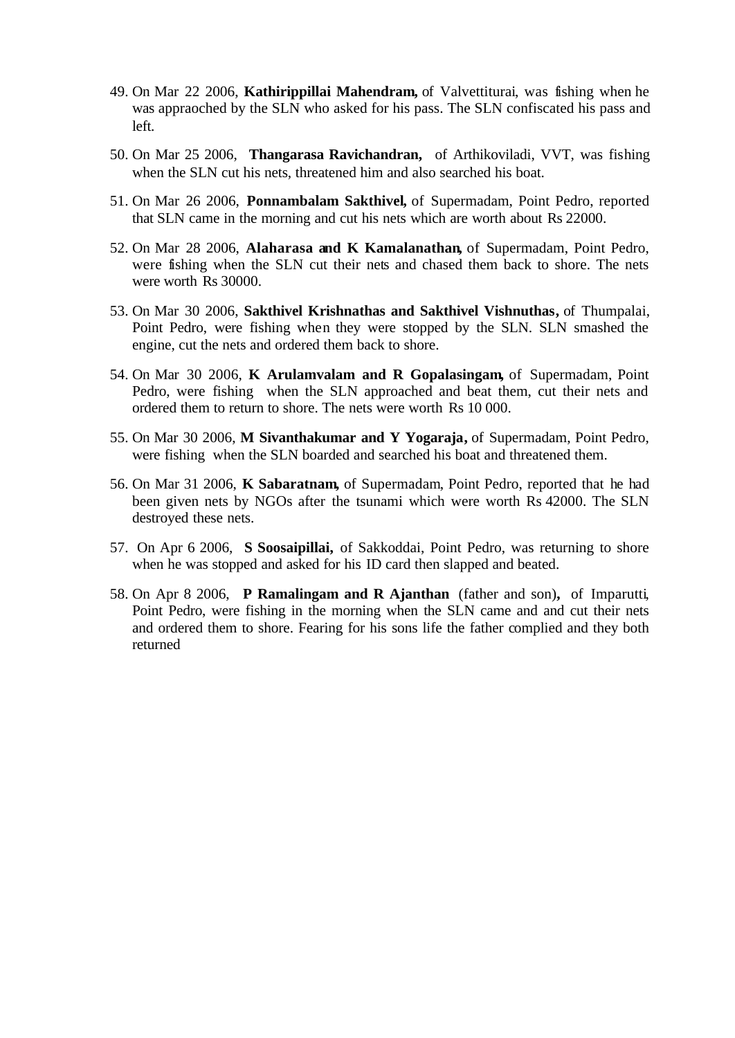49. On Mar 22 2006, **Kathirippillai Mahendram,** of Valvettiturai, was fishing when he was appraoched by the SLN who asked for his pass. The SLN confiscated his pass and left.

50. On Mar 25 2006, **Thangarasa Ravichandran,** of Arthikoviladi, VVT, was fishing when the SLN cut his nets, threatened him and also searched his boat.

51. On Mar 26 2006, **Ponnambalam Sakthivel,** of Supermadam, Point Pedro, reported that SLN came in the morning and cut his nets which are worth about Rs 22000.

52. On Mar 28 2006, **Alaharasa and K Kamalanathan,** of Supermadam, Point Pedro, were fishing when the SLN cut their nets and chased them back to shore. The nets were worth Rs 30000.

53. On Mar 30 2006, **Sakthivel Krishnathas and Sakthivel Vishnuthas,** of Thumpalai, Point Pedro, were fishing when they were stopped by the SLN. SLN smashed the engine, cut the nets and ordered them back to shore.

54. On Mar 30 2006, **K Arulamvalam and R Gopalasingam,** of Supermadam, Point Pedro, were fishing when the SLN approached and beat them, cut their nets and ordered them to return to shore. The nets were worth Rs 10 000.

55. On Mar 30 2006, **M Sivanthakumar and Y Yogaraja,** of Supermadam, Point Pedro, were fishing when the SLN boarded and searched his boat and threatened them.

56. On Mar 31 2006, **K Sabaratnam,** of Supermadam, Point Pedro, reported that he had been given nets by NGOs after the tsunami which were worth Rs 42000. The SLN destroyed these nets.

57. On Apr 6 2006, **S Soosaipillai,** of Sakkoddai, Point Pedro, was returning to shore when he was stopped and asked for his ID card then slapped and beated.

58. On Apr 8 2006, **P Ramalingam and R Ajanthan** (father and son)**,** of Imparutti, Point Pedro, were fishing in the morning when the SLN came and and cut their nets and ordered them to shore. Fearing for his sons life the father complied and they both returned